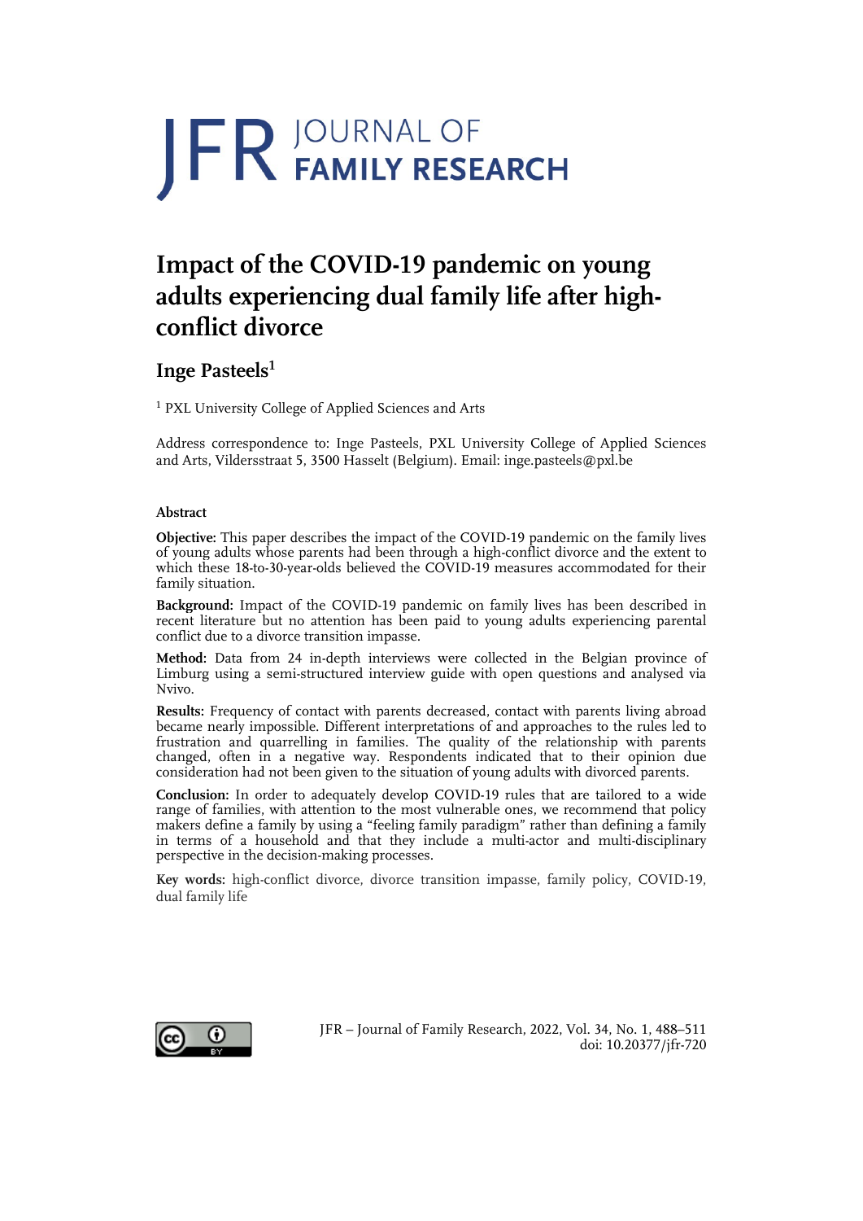# Impact of the COVID-19 pandemic on young adults experiencing dual family life after high-conflict divorce

## Inge Pasteels[1]

[1] PXL University College of Applied Sciences and Arts

Address correspondence to: Inge Pasteels, PXL University College of Applied Sciences and Arts, Vildersstraat 5, 3500 Hasselt (Belgium). Email: inge.pasteels@pxl.be

### Abstract

**Objective:** This paper describes the impact of the COVID-19 pandemic on the family lives of young adults whose parents had been through a high-conflict divorce and the extent to which these 18-to-30-year-olds believed the COVID-19 measures accommodated for their family situation.

**Background:** Impact of the COVID-19 pandemic on family lives has been described in recent literature but no attention has been paid to young adults experiencing parental conflict due to a divorce transition impasse.

**Method:** Data from 24 in-depth interviews were collected in the Belgian province of Limburg using a semi-structured interview guide with open questions and analysed via Nvivo.

**Results:** Frequency of contact with parents decreased, contact with parents living abroad became nearly impossible. Different interpretations of and approaches to the rules led to frustration and quarrelling in families. The quality of the relationship with parents changed, often in a negative way. Respondents indicated that to their opinion due consideration had not been given to the situation of young adults with divorced parents.

**Conclusion:** In order to adequately develop COVID-19 rules that are tailored to a wide range of families, with attention to the most vulnerable ones, we recommend that policy makers define a family by using a "feeling family paradigm" rather than defining a family in terms of a household and that they include a multi-actor and multi-disciplinary perspective in the decision-making processes.

**Key words:** high-conflict divorce, divorce transition impasse, family policy, COVID-19, dual family life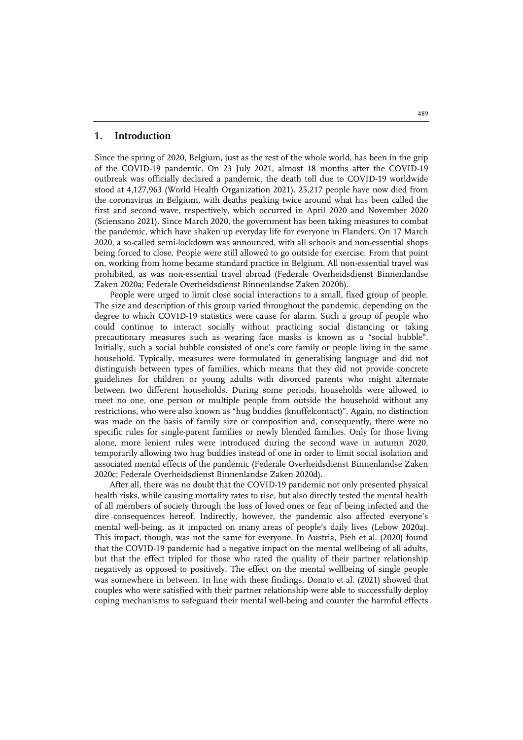## 1. Introduction

Since the spring of 2020, Belgium, just as the rest of the whole world, has been in the grip of the COVID-19 pandemic. On 23 July 2021, almost 18 months after the COVID-19 outbreak was officially declared a pandemic, the death toll due to COVID-19 worldwide stood at 4,127,963 (World Health Organization 2021). 25,217 people have now died from the coronavirus in Belgium, with deaths peaking twice around what has been called the first and second wave, respectively, which occurred in April 2020 and November 2020 (Sciensano 2021). Since March 2020, the government has been taking measures to combat the pandemic, which have shaken up everyday life for everyone in Flanders. On 17 March 2020, a so-called semi-lockdown was announced, with all schools and non-essential shops being forced to close. People were still allowed to go outside for exercise. From that point on, working from home became standard practice in Belgium. All non-essential travel was prohibited, as was non-essential travel abroad (Federale Overheidsdienst Binnenlandse Zaken 2020a; Federale Overheidsdienst Binnenlandse Zaken 2020b).

People were urged to limit close social interactions to a small, fixed group of people. The size and description of this group varied throughout the pandemic, depending on the degree to which COVID-19 statistics were cause for alarm. Such a group of people who could continue to interact socially without practicing social distancing or taking precautionary measures such as wearing face masks is known as a "social bubble". Initially, such a social bubble consisted of one's core family or people living in the same household. Typically, measures were formulated in generalising language and did not distinguish between types of families, which means that they did not provide concrete guidelines for children or young adults with divorced parents who might alternate between two different households. During some periods, households were allowed to meet no one, one person or multiple people from outside the household without any restrictions, who were also known as "hug buddies (knuffelcontact)". Again, no distinction was made on the basis of family size or composition and, consequently, there were no specific rules for single-parent families or newly blended families. Only for those living alone, more lenient rules were introduced during the second wave in autumn 2020, temporarily allowing two hug buddies instead of one in order to limit social isolation and associated mental effects of the pandemic (Federale Overheidsdienst Binnenlandse Zaken 2020c; Federale Overheidsdienst Binnenlandse Zaken 2020d).

After all, there was no doubt that the COVID-19 pandemic not only presented physical health risks, while causing mortality rates to rise, but also directly tested the mental health of all members of society through the loss of loved ones or fear of being infected and the dire consequences hereof. Indirectly, however, the pandemic also affected everyone's mental well-being, as it impacted on many areas of people's daily lives (Lebow 2020a). This impact, though, was not the same for everyone. In Austria, Pieh et al. (2020) found that the COVID-19 pandemic had a negative impact on the mental wellbeing of all adults, but that the effect tripled for those who rated the quality of their partner relationship negatively as opposed to positively. The effect on the mental wellbeing of single people was somewhere in between. In line with these findings, Donato et al. (2021) showed that couples who were satisfied with their partner relationship were able to successfully deploy coping mechanisms to safeguard their mental well-being and counter the harmful effects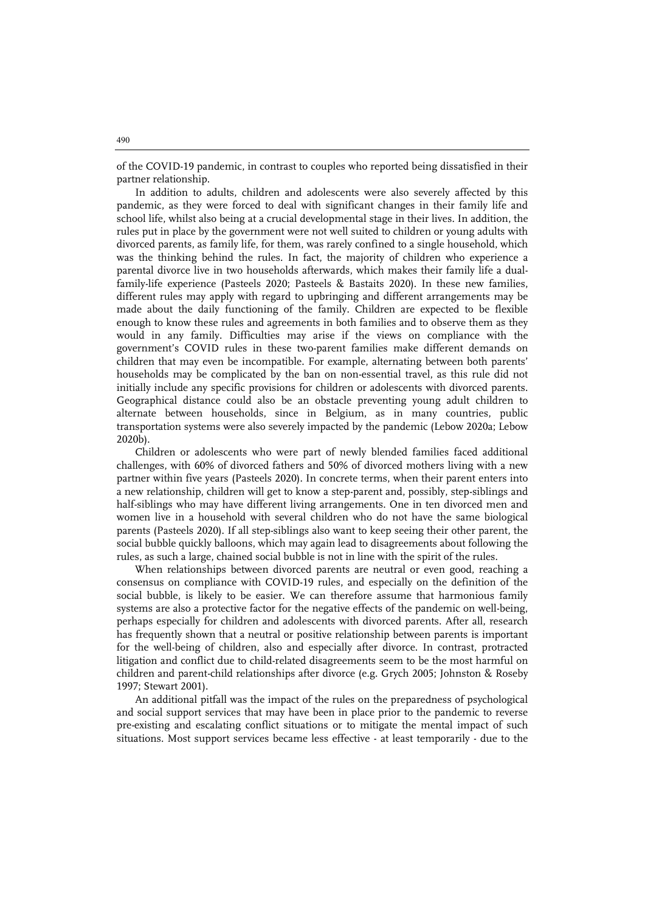of the COVID-19 pandemic, in contrast to couples who reported being dissatisfied in their partner relationship.

In addition to adults, children and adolescents were also severely affected by this pandemic, as they were forced to deal with significant changes in their family life and school life, whilst also being at a crucial developmental stage in their lives. In addition, the rules put in place by the government were not well suited to children or young adults with divorced parents, as family life, for them, was rarely confined to a single household, which was the thinking behind the rules. In fact, the majority of children who experience a parental divorce live in two households afterwards, which makes their family life a dual-family-life experience (Pasteels 2020; Pasteels & Bastaits 2020). In these new families, different rules may apply with regard to upbringing and different arrangements may be made about the daily functioning of the family. Children are expected to be flexible enough to know these rules and agreements in both families and to observe them as they would in any family. Difficulties may arise if the views on compliance with the government's COVID rules in these two-parent families make different demands on children that may even be incompatible. For example, alternating between both parents' households may be complicated by the ban on non-essential travel, as this rule did not initially include any specific provisions for children or adolescents with divorced parents. Geographical distance could also be an obstacle preventing young adult children to alternate between households, since in Belgium, as in many countries, public transportation systems were also severely impacted by the pandemic (Lebow 2020a; Lebow 2020b).

Children or adolescents who were part of newly blended families faced additional challenges, with 60% of divorced fathers and 50% of divorced mothers living with a new partner within five years (Pasteels 2020). In concrete terms, when their parent enters into a new relationship, children will get to know a step-parent and, possibly, step-siblings and half-siblings who may have different living arrangements. One in ten divorced men and women live in a household with several children who do not have the same biological parents (Pasteels 2020). If all step-siblings also want to keep seeing their other parent, the social bubble quickly balloons, which may again lead to disagreements about following the rules, as such a large, chained social bubble is not in line with the spirit of the rules.

When relationships between divorced parents are neutral or even good, reaching a consensus on compliance with COVID-19 rules, and especially on the definition of the social bubble, is likely to be easier. We can therefore assume that harmonious family systems are also a protective factor for the negative effects of the pandemic on well-being, perhaps especially for children and adolescents with divorced parents. After all, research has frequently shown that a neutral or positive relationship between parents is important for the well-being of children, also and especially after divorce. In contrast, protracted litigation and conflict due to child-related disagreements seem to be the most harmful on children and parent-child relationships after divorce (e.g. Grych 2005; Johnston & Roseby 1997; Stewart 2001).

An additional pitfall was the impact of the rules on the preparedness of psychological and social support services that may have been in place prior to the pandemic to reverse pre-existing and escalating conflict situations or to mitigate the mental impact of such situations. Most support services became less effective - at least temporarily - due to the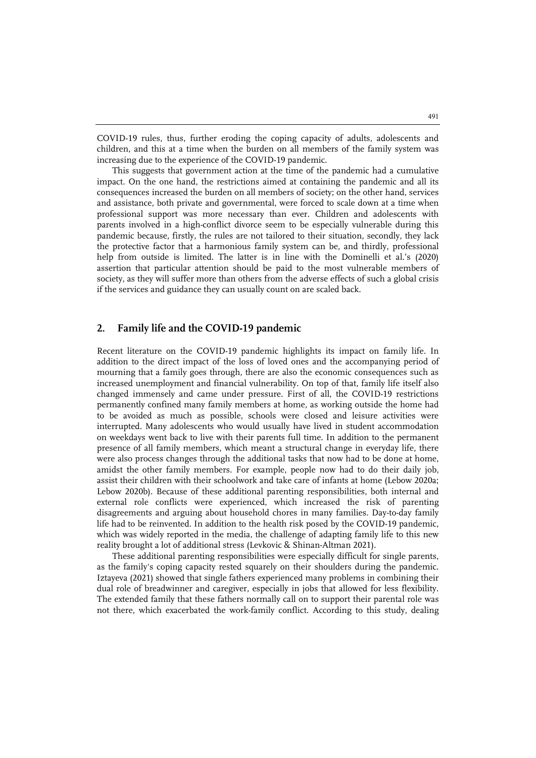COVID-19 rules, thus, further eroding the coping capacity of adults, adolescents and children, and this at a time when the burden on all members of the family system was increasing due to the experience of the COVID-19 pandemic.

This suggests that government action at the time of the pandemic had a cumulative impact. On the one hand, the restrictions aimed at containing the pandemic and all its consequences increased the burden on all members of society; on the other hand, services and assistance, both private and governmental, were forced to scale down at a time when professional support was more necessary than ever. Children and adolescents with parents involved in a high-conflict divorce seem to be especially vulnerable during this pandemic because, firstly, the rules are not tailored to their situation, secondly, they lack the protective factor that a harmonious family system can be, and thirdly, professional help from outside is limited. The latter is in line with the Dominelli et al.'s (2020) assertion that particular attention should be paid to the most vulnerable members of society, as they will suffer more than others from the adverse effects of such a global crisis if the services and guidance they can usually count on are scaled back.

## 2. Family life and the COVID-19 pandemic

Recent literature on the COVID-19 pandemic highlights its impact on family life. In addition to the direct impact of the loss of loved ones and the accompanying period of mourning that a family goes through, there are also the economic consequences such as increased unemployment and financial vulnerability. On top of that, family life itself also changed immensely and came under pressure. First of all, the COVID-19 restrictions permanently confined many family members at home, as working outside the home had to be avoided as much as possible, schools were closed and leisure activities were interrupted. Many adolescents who would usually have lived in student accommodation on weekdays went back to live with their parents full time. In addition to the permanent presence of all family members, which meant a structural change in everyday life, there were also process changes through the additional tasks that now had to be done at home, amidst the other family members. For example, people now had to do their daily job, assist their children with their schoolwork and take care of infants at home (Lebow 2020a; Lebow 2020b). Because of these additional parenting responsibilities, both internal and external role conflicts were experienced, which increased the risk of parenting disagreements and arguing about household chores in many families. Day-to-day family life had to be reinvented. In addition to the health risk posed by the COVID-19 pandemic, which was widely reported in the media, the challenge of adapting family life to this new reality brought a lot of additional stress (Levkovic & Shinan-Altman 2021).

These additional parenting responsibilities were especially difficult for single parents, as the family's coping capacity rested squarely on their shoulders during the pandemic. Iztayeva (2021) showed that single fathers experienced many problems in combining their dual role of breadwinner and caregiver, especially in jobs that allowed for less flexibility. The extended family that these fathers normally call on to support their parental role was not there, which exacerbated the work-family conflict. According to this study, dealing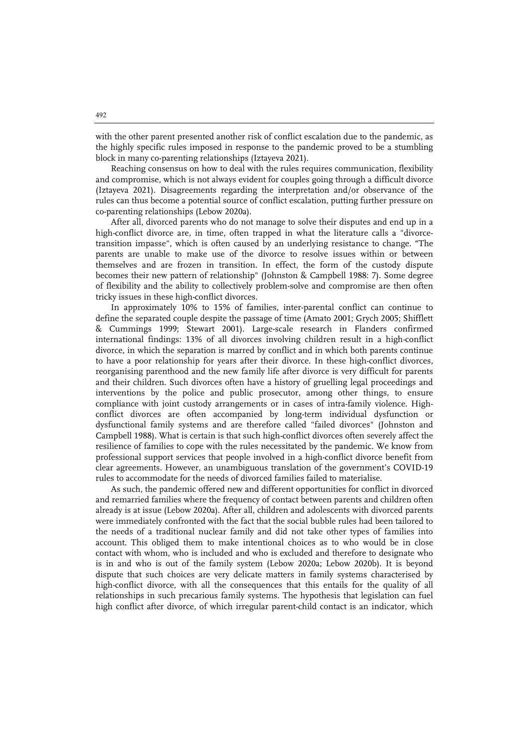with the other parent presented another risk of conflict escalation due to the pandemic, as the highly specific rules imposed in response to the pandemic proved to be a stumbling block in many co-parenting relationships (Iztayeva 2021).

Reaching consensus on how to deal with the rules requires communication, flexibility and compromise, which is not always evident for couples going through a difficult divorce (Iztayeva 2021). Disagreements regarding the interpretation and/or observance of the rules can thus become a potential source of conflict escalation, putting further pressure on co-parenting relationships (Lebow 2020a).

After all, divorced parents who do not manage to solve their disputes and end up in a high-conflict divorce are, in time, often trapped in what the literature calls a "divorce-transition impasse", which is often caused by an underlying resistance to change. "The parents are unable to make use of the divorce to resolve issues within or between themselves and are frozen in transition. In effect, the form of the custody dispute becomes their new pattern of relationship" (Johnston & Campbell 1988: 7). Some degree of flexibility and the ability to collectively problem-solve and compromise are then often tricky issues in these high-conflict divorces.

In approximately 10% to 15% of families, inter-parental conflict can continue to define the separated couple despite the passage of time (Amato 2001; Grych 2005; Shifflett & Cummings 1999; Stewart 2001). Large-scale research in Flanders confirmed international findings: 13% of all divorces involving children result in a high-conflict divorce, in which the separation is marred by conflict and in which both parents continue to have a poor relationship for years after their divorce. In these high-conflict divorces, reorganising parenthood and the new family life after divorce is very difficult for parents and their children. Such divorces often have a history of gruelling legal proceedings and interventions by the police and public prosecutor, among other things, to ensure compliance with joint custody arrangements or in cases of intra-family violence. High-conflict divorces are often accompanied by long-term individual dysfunction or dysfunctional family systems and are therefore called "failed divorces" (Johnston and Campbell 1988). What is certain is that such high-conflict divorces often severely affect the resilience of families to cope with the rules necessitated by the pandemic. We know from professional support services that people involved in a high-conflict divorce benefit from clear agreements. However, an unambiguous translation of the government's COVID-19 rules to accommodate for the needs of divorced families failed to materialise.

As such, the pandemic offered new and different opportunities for conflict in divorced and remarried families where the frequency of contact between parents and children often already is at issue (Lebow 2020a). After all, children and adolescents with divorced parents were immediately confronted with the fact that the social bubble rules had been tailored to the needs of a traditional nuclear family and did not take other types of families into account. This obliged them to make intentional choices as to who would be in close contact with whom, who is included and who is excluded and therefore to designate who is in and who is out of the family system (Lebow 2020a; Lebow 2020b). It is beyond dispute that such choices are very delicate matters in family systems characterised by high-conflict divorce, with all the consequences that this entails for the quality of all relationships in such precarious family systems. The hypothesis that legislation can fuel high conflict after divorce, of which irregular parent-child contact is an indicator, which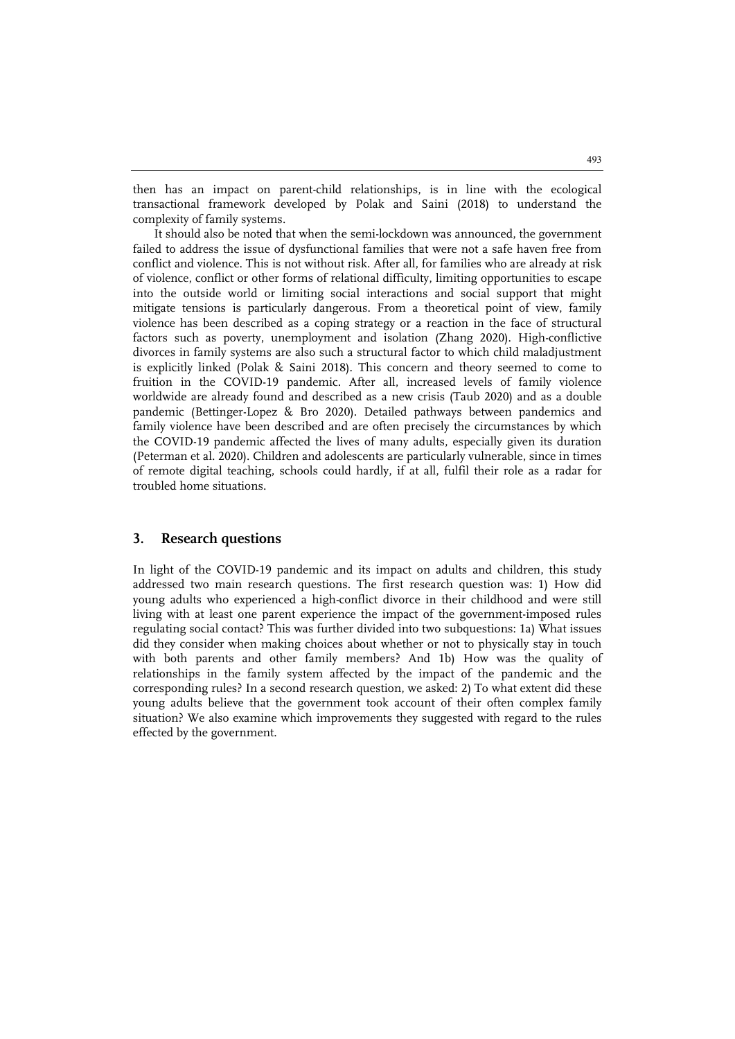then has an impact on parent-child relationships, is in line with the ecological transactional framework developed by Polak and Saini (2018) to understand the complexity of family systems.

It should also be noted that when the semi-lockdown was announced, the government failed to address the issue of dysfunctional families that were not a safe haven free from conflict and violence. This is not without risk. After all, for families who are already at risk of violence, conflict or other forms of relational difficulty, limiting opportunities to escape into the outside world or limiting social interactions and social support that might mitigate tensions is particularly dangerous. From a theoretical point of view, family violence has been described as a coping strategy or a reaction in the face of structural factors such as poverty, unemployment and isolation (Zhang 2020). High-conflictive divorces in family systems are also such a structural factor to which child maladjustment is explicitly linked (Polak & Saini 2018). This concern and theory seemed to come to fruition in the COVID-19 pandemic. After all, increased levels of family violence worldwide are already found and described as a new crisis (Taub 2020) and as a double pandemic (Bettinger-Lopez & Bro 2020). Detailed pathways between pandemics and family violence have been described and are often precisely the circumstances by which the COVID-19 pandemic affected the lives of many adults, especially given its duration (Peterman et al. 2020). Children and adolescents are particularly vulnerable, since in times of remote digital teaching, schools could hardly, if at all, fulfil their role as a radar for troubled home situations.

## 3. Research questions

In light of the COVID-19 pandemic and its impact on adults and children, this study addressed two main research questions. The first research question was: 1) How did young adults who experienced a high-conflict divorce in their childhood and were still living with at least one parent experience the impact of the government-imposed rules regulating social contact? This was further divided into two subquestions: 1a) What issues did they consider when making choices about whether or not to physically stay in touch with both parents and other family members? And 1b) How was the quality of relationships in the family system affected by the impact of the pandemic and the corresponding rules? In a second research question, we asked: 2) To what extent did these young adults believe that the government took account of their often complex family situation? We also examine which improvements they suggested with regard to the rules effected by the government.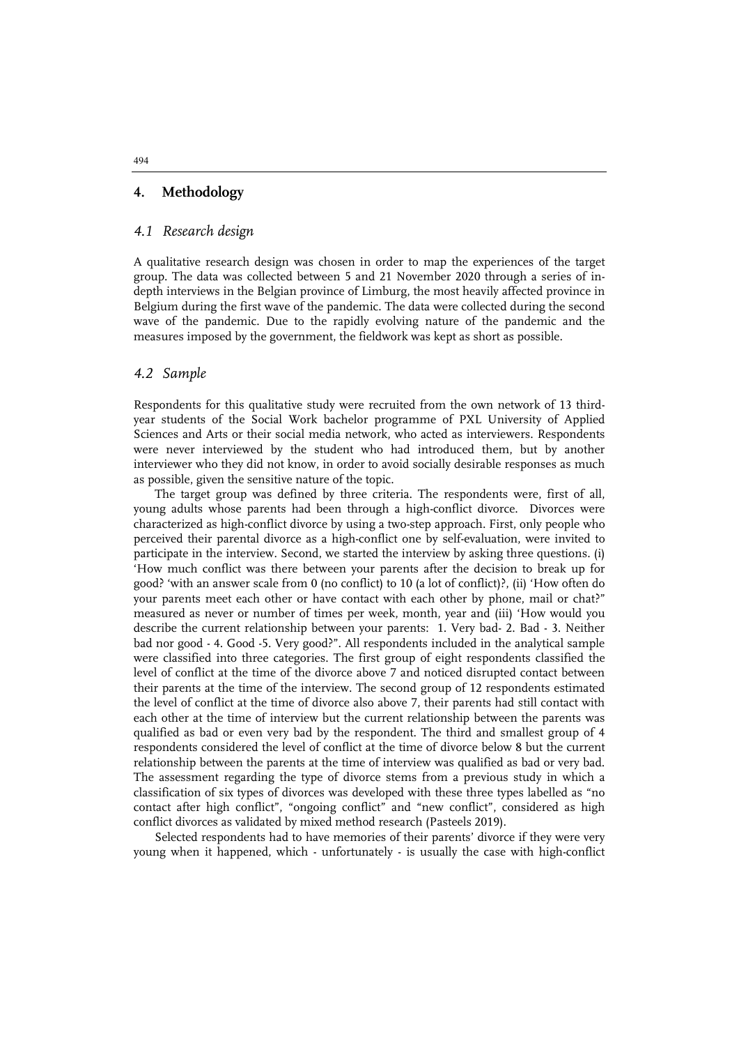## 4. Methodology

### *4.1 Research design*

A qualitative research design was chosen in order to map the experiences of the target group. The data was collected between 5 and 21 November 2020 through a series of in-depth interviews in the Belgian province of Limburg, the most heavily affected province in Belgium during the first wave of the pandemic. The data were collected during the second wave of the pandemic. Due to the rapidly evolving nature of the pandemic and the measures imposed by the government, the fieldwork was kept as short as possible.

### *4.2 Sample*

Respondents for this qualitative study were recruited from the own network of 13 third-year students of the Social Work bachelor programme of PXL University of Applied Sciences and Arts or their social media network, who acted as interviewers. Respondents were never interviewed by the student who had introduced them, but by another interviewer who they did not know, in order to avoid socially desirable responses as much as possible, given the sensitive nature of the topic.

The target group was defined by three criteria. The respondents were, first of all, young adults whose parents had been through a high-conflict divorce. Divorces were characterized as high-conflict divorce by using a two-step approach. First, only people who perceived their parental divorce as a high-conflict one by self-evaluation, were invited to participate in the interview. Second, we started the interview by asking three questions. (i) 'How much conflict was there between your parents after the decision to break up for good? 'with an answer scale from 0 (no conflict) to 10 (a lot of conflict)?, (ii) 'How often do your parents meet each other or have contact with each other by phone, mail or chat?" measured as never or number of times per week, month, year and (iii) 'How would you describe the current relationship between your parents: 1. Very bad- 2. Bad - 3. Neither bad nor good - 4. Good -5. Very good?". All respondents included in the analytical sample were classified into three categories. The first group of eight respondents classified the level of conflict at the time of the divorce above 7 and noticed disrupted contact between their parents at the time of the interview. The second group of 12 respondents estimated the level of conflict at the time of divorce also above 7, their parents had still contact with each other at the time of interview but the current relationship between the parents was qualified as bad or even very bad by the respondent. The third and smallest group of 4 respondents considered the level of conflict at the time of divorce below 8 but the current relationship between the parents at the time of interview was qualified as bad or very bad. The assessment regarding the type of divorce stems from a previous study in which a classification of six types of divorces was developed with these three types labelled as "no contact after high conflict", "ongoing conflict" and "new conflict", considered as high conflict divorces as validated by mixed method research (Pasteels 2019).

Selected respondents had to have memories of their parents' divorce if they were very young when it happened, which - unfortunately - is usually the case with high-conflict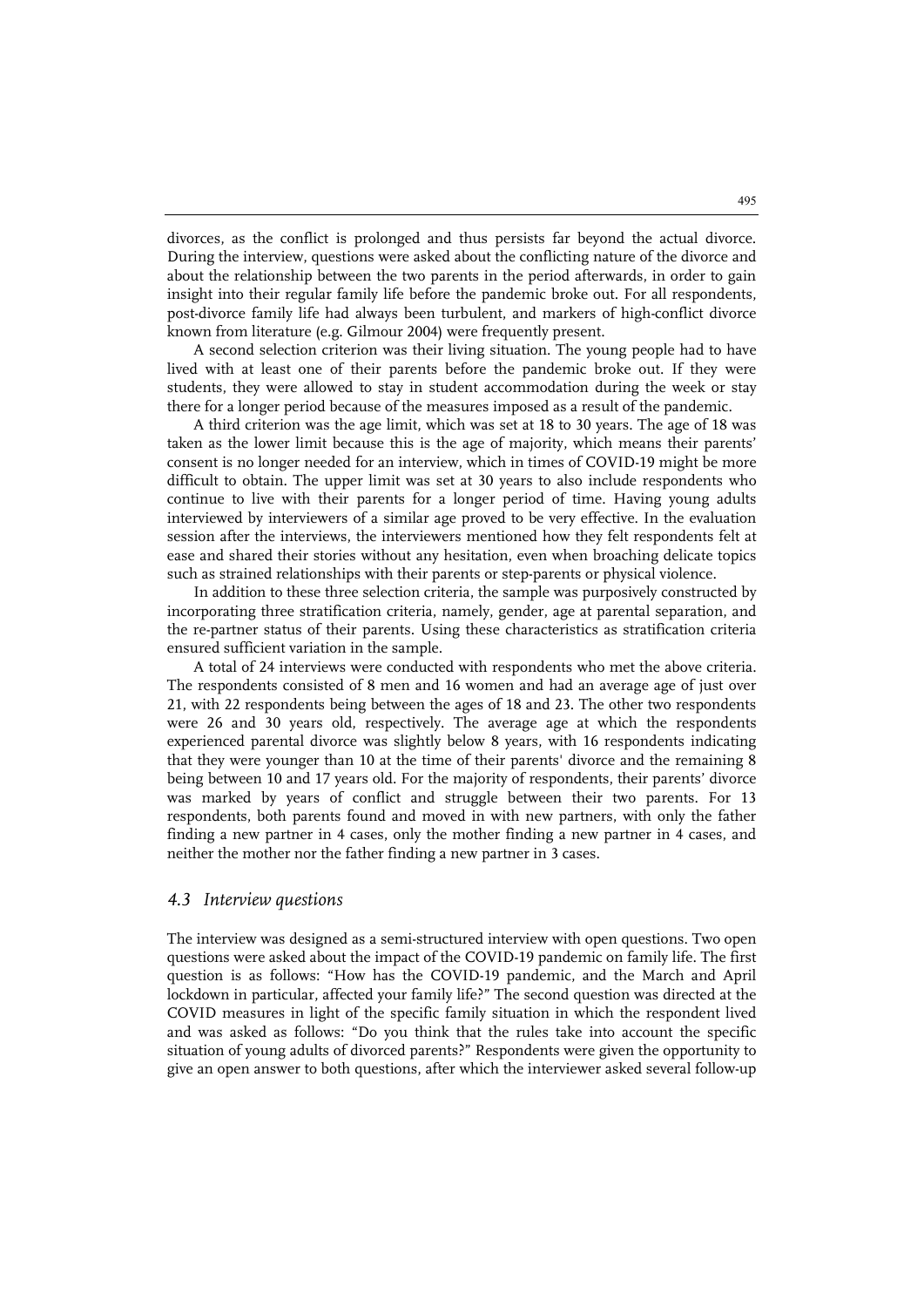divorces, as the conflict is prolonged and thus persists far beyond the actual divorce. During the interview, questions were asked about the conflicting nature of the divorce and about the relationship between the two parents in the period afterwards, in order to gain insight into their regular family life before the pandemic broke out. For all respondents, post-divorce family life had always been turbulent, and markers of high-conflict divorce known from literature (e.g. Gilmour 2004) were frequently present.

A second selection criterion was their living situation. The young people had to have lived with at least one of their parents before the pandemic broke out. If they were students, they were allowed to stay in student accommodation during the week or stay there for a longer period because of the measures imposed as a result of the pandemic.

A third criterion was the age limit, which was set at 18 to 30 years. The age of 18 was taken as the lower limit because this is the age of majority, which means their parents' consent is no longer needed for an interview, which in times of COVID-19 might be more difficult to obtain. The upper limit was set at 30 years to also include respondents who continue to live with their parents for a longer period of time. Having young adults interviewed by interviewers of a similar age proved to be very effective. In the evaluation session after the interviews, the interviewers mentioned how they felt respondents felt at ease and shared their stories without any hesitation, even when broaching delicate topics such as strained relationships with their parents or step-parents or physical violence.

In addition to these three selection criteria, the sample was purposively constructed by incorporating three stratification criteria, namely, gender, age at parental separation, and the re-partner status of their parents. Using these characteristics as stratification criteria ensured sufficient variation in the sample.

A total of 24 interviews were conducted with respondents who met the above criteria. The respondents consisted of 8 men and 16 women and had an average age of just over 21, with 22 respondents being between the ages of 18 and 23. The other two respondents were 26 and 30 years old, respectively. The average age at which the respondents experienced parental divorce was slightly below 8 years, with 16 respondents indicating that they were younger than 10 at the time of their parents' divorce and the remaining 8 being between 10 and 17 years old. For the majority of respondents, their parents' divorce was marked by years of conflict and struggle between their two parents. For 13 respondents, both parents found and moved in with new partners, with only the father finding a new partner in 4 cases, only the mother finding a new partner in 4 cases, and neither the mother nor the father finding a new partner in 3 cases.

### *4.3 Interview questions*

The interview was designed as a semi-structured interview with open questions. Two open questions were asked about the impact of the COVID-19 pandemic on family life. The first question is as follows: "How has the COVID-19 pandemic, and the March and April lockdown in particular, affected your family life?" The second question was directed at the COVID measures in light of the specific family situation in which the respondent lived and was asked as follows: "Do you think that the rules take into account the specific situation of young adults of divorced parents?" Respondents were given the opportunity to give an open answer to both questions, after which the interviewer asked several follow-up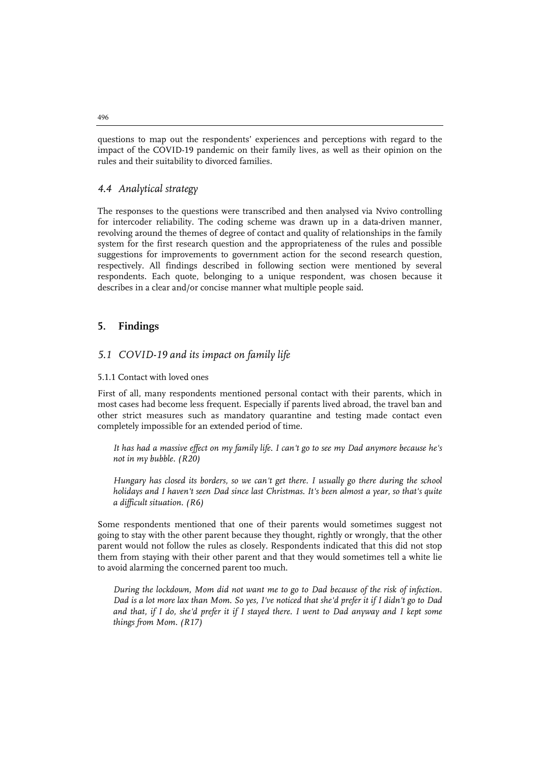questions to map out the respondents' experiences and perceptions with regard to the impact of the COVID-19 pandemic on their family lives, as well as their opinion on the rules and their suitability to divorced families.

### *4.4 Analytical strategy*

The responses to the questions were transcribed and then analysed via Nvivo controlling for intercoder reliability. The coding scheme was drawn up in a data-driven manner, revolving around the themes of degree of contact and quality of relationships in the family system for the first research question and the appropriateness of the rules and possible suggestions for improvements to government action for the second research question, respectively. All findings described in following section were mentioned by several respondents. Each quote, belonging to a unique respondent, was chosen because it describes in a clear and/or concise manner what multiple people said.

## 5. Findings

### *5.1 COVID-19 and its impact on family life*

#### 5.1.1 Contact with loved ones

First of all, many respondents mentioned personal contact with their parents, which in most cases had become less frequent. Especially if parents lived abroad, the travel ban and other strict measures such as mandatory quarantine and testing made contact even completely impossible for an extended period of time.

> *It has had a massive effect on my family life. I can't go to see my Dad anymore because he's not in my bubble. (R20)*

> *Hungary has closed its borders, so we can't get there. I usually go there during the school holidays and I haven't seen Dad since last Christmas. It's been almost a year, so that's quite a difficult situation. (R6)*

Some respondents mentioned that one of their parents would sometimes suggest not going to stay with the other parent because they thought, rightly or wrongly, that the other parent would not follow the rules as closely. Respondents indicated that this did not stop them from staying with their other parent and that they would sometimes tell a white lie to avoid alarming the concerned parent too much.

> *During the lockdown, Mom did not want me to go to Dad because of the risk of infection. Dad is a lot more lax than Mom. So yes, I've noticed that she'd prefer it if I didn't go to Dad and that, if I do, she'd prefer it if I stayed there. I went to Dad anyway and I kept some things from Mom. (R17)*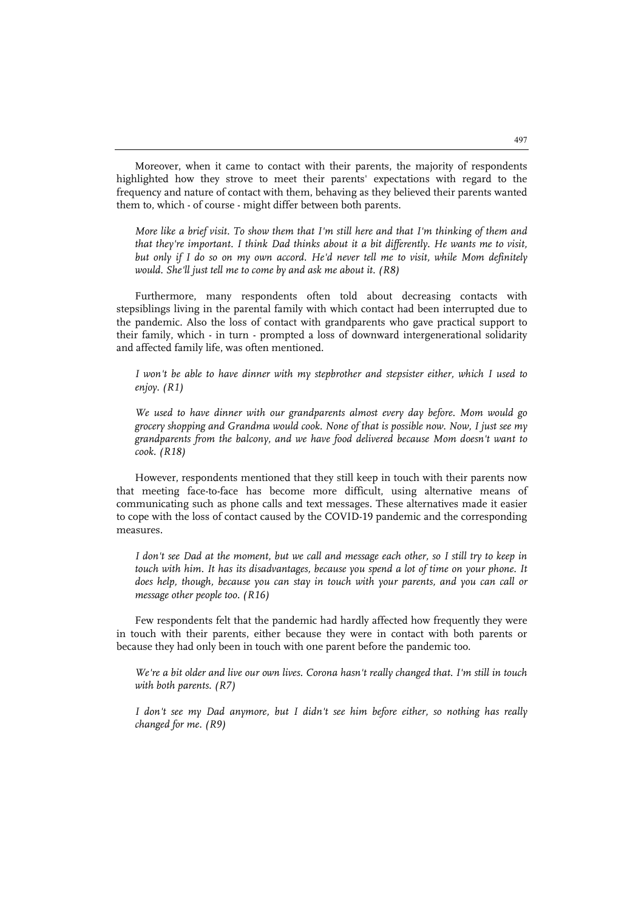Moreover, when it came to contact with their parents, the majority of respondents highlighted how they strove to meet their parents' expectations with regard to the frequency and nature of contact with them, behaving as they believed their parents wanted them to, which - of course - might differ between both parents.

*More like a brief visit. To show them that I'm still here and that I'm thinking of them and that they're important. I think Dad thinks about it a bit differently. He wants me to visit, but only if I do so on my own accord. He'd never tell me to visit, while Mom definitely would. She'll just tell me to come by and ask me about it. (R8)*

Furthermore, many respondents often told about decreasing contacts with stepsiblings living in the parental family with which contact had been interrupted due to the pandemic. Also the loss of contact with grandparents who gave practical support to their family, which - in turn - prompted a loss of downward intergenerational solidarity and affected family life, was often mentioned.

*I won't be able to have dinner with my stepbrother and stepsister either, which I used to enjoy. (R1)*

*We used to have dinner with our grandparents almost every day before. Mom would go grocery shopping and Grandma would cook. None of that is possible now. Now, I just see my grandparents from the balcony, and we have food delivered because Mom doesn't want to cook. (R18)*

However, respondents mentioned that they still keep in touch with their parents now that meeting face-to-face has become more difficult, using alternative means of communicating such as phone calls and text messages. These alternatives made it easier to cope with the loss of contact caused by the COVID-19 pandemic and the corresponding measures.

*I don't see Dad at the moment, but we call and message each other, so I still try to keep in touch with him. It has its disadvantages, because you spend a lot of time on your phone. It does help, though, because you can stay in touch with your parents, and you can call or message other people too. (R16)*

Few respondents felt that the pandemic had hardly affected how frequently they were in touch with their parents, either because they were in contact with both parents or because they had only been in touch with one parent before the pandemic too.

*We're a bit older and live our own lives. Corona hasn't really changed that. I'm still in touch with both parents. (R7)*

*I don't see my Dad anymore, but I didn't see him before either, so nothing has really changed for me. (R9)*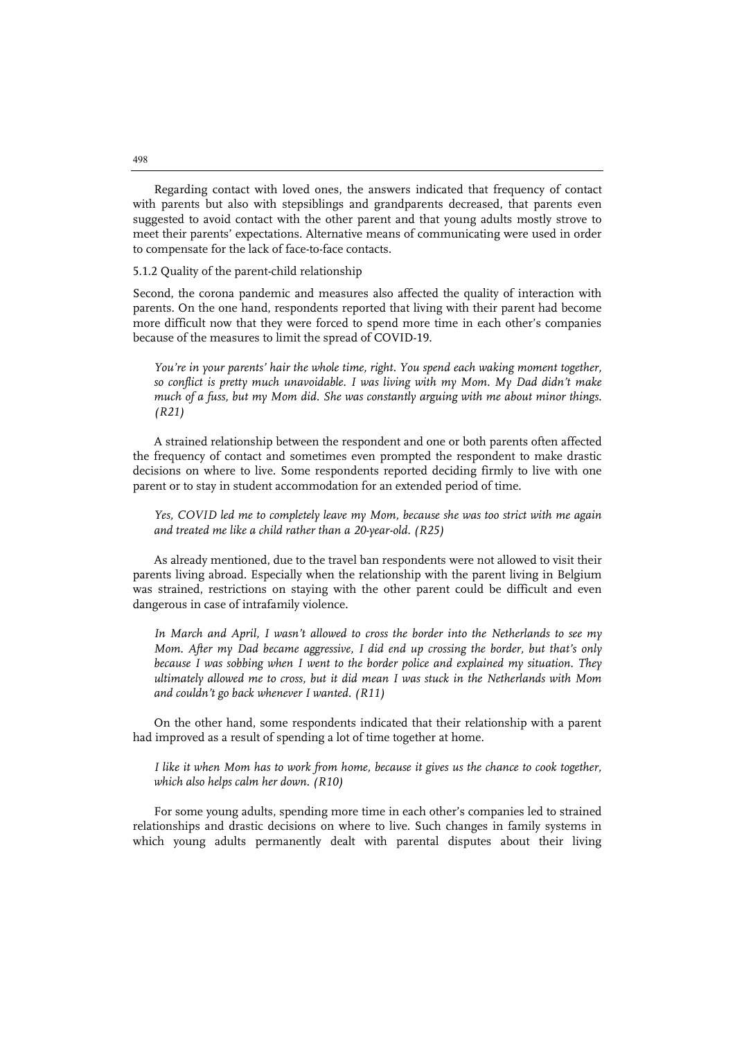Regarding contact with loved ones, the answers indicated that frequency of contact with parents but also with stepsiblings and grandparents decreased, that parents even suggested to avoid contact with the other parent and that young adults mostly strove to meet their parents' expectations. Alternative means of communicating were used in order to compensate for the lack of face-to-face contacts.

### 5.1.2 Quality of the parent-child relationship

Second, the corona pandemic and measures also affected the quality of interaction with parents. On the one hand, respondents reported that living with their parent had become more difficult now that they were forced to spend more time in each other's companies because of the measures to limit the spread of COVID-19.

> *You're in your parents' hair the whole time, right. You spend each waking moment together, so conflict is pretty much unavoidable. I was living with my Mom. My Dad didn't make much of a fuss, but my Mom did. She was constantly arguing with me about minor things. (R21)*

A strained relationship between the respondent and one or both parents often affected the frequency of contact and sometimes even prompted the respondent to make drastic decisions on where to live. Some respondents reported deciding firmly to live with one parent or to stay in student accommodation for an extended period of time.

> *Yes, COVID led me to completely leave my Mom, because she was too strict with me again and treated me like a child rather than a 20-year-old. (R25)*

As already mentioned, due to the travel ban respondents were not allowed to visit their parents living abroad. Especially when the relationship with the parent living in Belgium was strained, restrictions on staying with the other parent could be difficult and even dangerous in case of intrafamily violence.

> *In March and April, I wasn't allowed to cross the border into the Netherlands to see my Mom. After my Dad became aggressive, I did end up crossing the border, but that's only because I was sobbing when I went to the border police and explained my situation. They ultimately allowed me to cross, but it did mean I was stuck in the Netherlands with Mom and couldn't go back whenever I wanted. (R11)*

On the other hand, some respondents indicated that their relationship with a parent had improved as a result of spending a lot of time together at home.

> *I like it when Mom has to work from home, because it gives us the chance to cook together, which also helps calm her down. (R10)*

For some young adults, spending more time in each other's companies led to strained relationships and drastic decisions on where to live. Such changes in family systems in which young adults permanently dealt with parental disputes about their living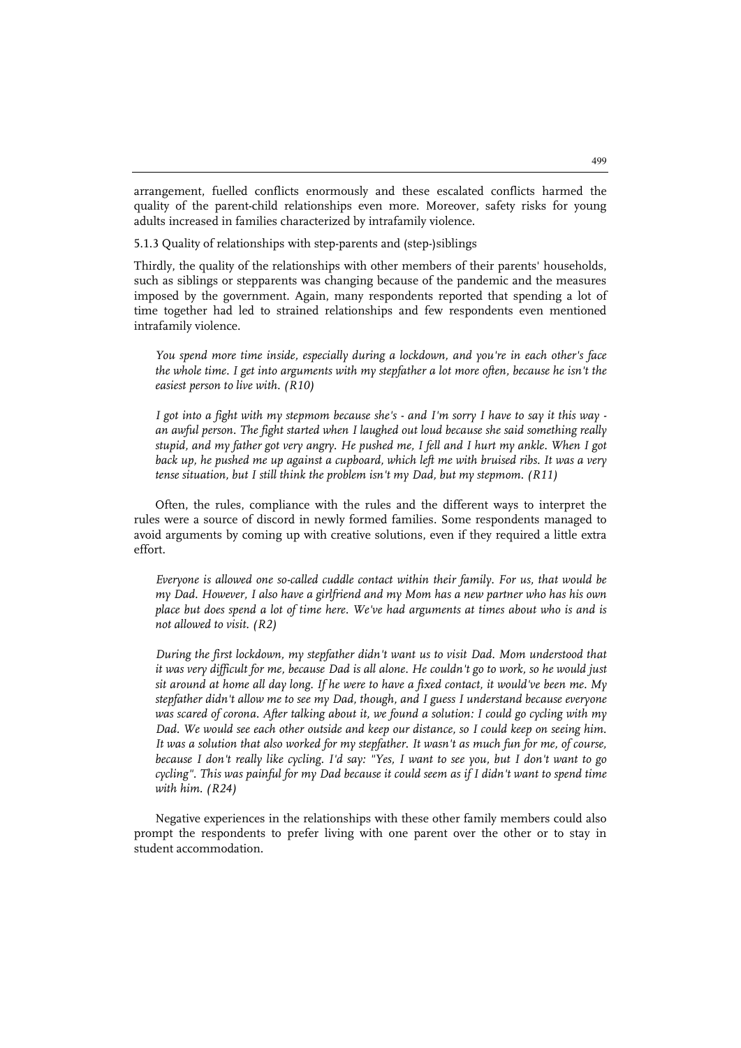arrangement, fuelled conflicts enormously and these escalated conflicts harmed the quality of the parent-child relationships even more. Moreover, safety risks for young adults increased in families characterized by intrafamily violence.

### 5.1.3 Quality of relationships with step-parents and (step-)siblings

Thirdly, the quality of the relationships with other members of their parents' households, such as siblings or stepparents was changing because of the pandemic and the measures imposed by the government. Again, many respondents reported that spending a lot of time together had led to strained relationships and few respondents even mentioned intrafamily violence.

> *You spend more time inside, especially during a lockdown, and you're in each other's face the whole time. I get into arguments with my stepfather a lot more often, because he isn't the easiest person to live with. (R10)*

> *I got into a fight with my stepmom because she's - and I'm sorry I have to say it this way - an awful person. The fight started when I laughed out loud because she said something really stupid, and my father got very angry. He pushed me, I fell and I hurt my ankle. When I got back up, he pushed me up against a cupboard, which left me with bruised ribs. It was a very tense situation, but I still think the problem isn't my Dad, but my stepmom. (R11)*

Often, the rules, compliance with the rules and the different ways to interpret the rules were a source of discord in newly formed families. Some respondents managed to avoid arguments by coming up with creative solutions, even if they required a little extra effort.

> *Everyone is allowed one so-called cuddle contact within their family. For us, that would be my Dad. However, I also have a girlfriend and my Mom has a new partner who has his own place but does spend a lot of time here. We've had arguments at times about who is and is not allowed to visit. (R2)*

> *During the first lockdown, my stepfather didn't want us to visit Dad. Mom understood that it was very difficult for me, because Dad is all alone. He couldn't go to work, so he would just sit around at home all day long. If he were to have a fixed contact, it would've been me. My stepfather didn't allow me to see my Dad, though, and I guess I understand because everyone was scared of corona. After talking about it, we found a solution: I could go cycling with my Dad. We would see each other outside and keep our distance, so I could keep on seeing him. It was a solution that also worked for my stepfather. It wasn't as much fun for me, of course, because I don't really like cycling. I'd say: "Yes, I want to see you, but I don't want to go cycling". This was painful for my Dad because it could seem as if I didn't want to spend time with him. (R24)*

Negative experiences in the relationships with these other family members could also prompt the respondents to prefer living with one parent over the other or to stay in student accommodation.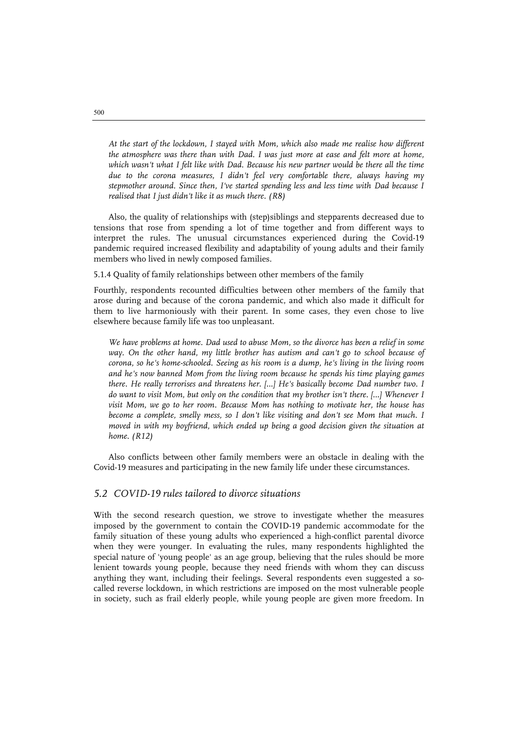*At the start of the lockdown, I stayed with Mom, which also made me realise how different the atmosphere was there than with Dad. I was just more at ease and felt more at home, which wasn't what I felt like with Dad. Because his new partner would be there all the time due to the corona measures, I didn't feel very comfortable there, always having my stepmother around. Since then, I've started spending less and less time with Dad because I realised that I just didn't like it as much there. (R8)*

Also, the quality of relationships with (step)siblings and stepparents decreased due to tensions that rose from spending a lot of time together and from different ways to interpret the rules. The unusual circumstances experienced during the Covid-19 pandemic required increased flexibility and adaptability of young adults and their family members who lived in newly composed families.

#### 5.1.4 Quality of family relationships between other members of the family

Fourthly, respondents recounted difficulties between other members of the family that arose during and because of the corona pandemic, and which also made it difficult for them to live harmoniously with their parent. In some cases, they even chose to live elsewhere because family life was too unpleasant.

*We have problems at home. Dad used to abuse Mom, so the divorce has been a relief in some way. On the other hand, my little brother has autism and can't go to school because of corona, so he's home-schooled. Seeing as his room is a dump, he's living in the living room and he's now banned Mom from the living room because he spends his time playing games there. He really terrorises and threatens her. [...] He's basically become Dad number two. I do want to visit Mom, but only on the condition that my brother isn't there. [...] Whenever I visit Mom, we go to her room. Because Mom has nothing to motivate her, the house has become a complete, smelly mess, so I don't like visiting and don't see Mom that much. I moved in with my boyfriend, which ended up being a good decision given the situation at home. (R12)*

Also conflicts between other family members were an obstacle in dealing with the Covid-19 measures and participating in the new family life under these circumstances.

### *5.2 COVID-19 rules tailored to divorce situations*

With the second research question, we strove to investigate whether the measures imposed by the government to contain the COVID-19 pandemic accommodate for the family situation of these young adults who experienced a high-conflict parental divorce when they were younger. In evaluating the rules, many respondents highlighted the special nature of 'young people' as an age group, believing that the rules should be more lenient towards young people, because they need friends with whom they can discuss anything they want, including their feelings. Several respondents even suggested a so-called reverse lockdown, in which restrictions are imposed on the most vulnerable people in society, such as frail elderly people, while young people are given more freedom. In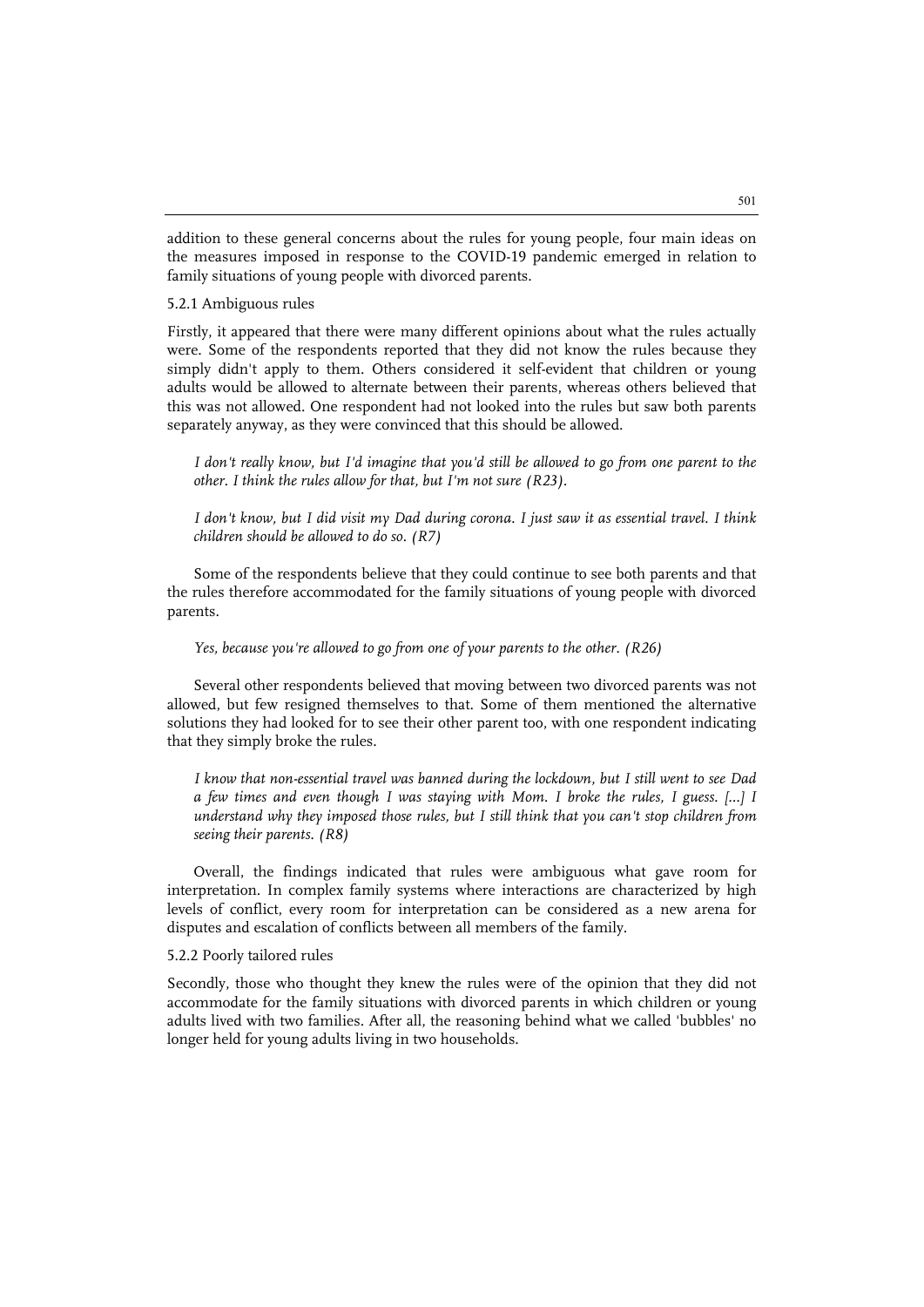addition to these general concerns about the rules for young people, four main ideas on the measures imposed in response to the COVID-19 pandemic emerged in relation to family situations of young people with divorced parents.

### 5.2.1 Ambiguous rules

Firstly, it appeared that there were many different opinions about what the rules actually were. Some of the respondents reported that they did not know the rules because they simply didn't apply to them. Others considered it self-evident that children or young adults would be allowed to alternate between their parents, whereas others believed that this was not allowed. One respondent had not looked into the rules but saw both parents separately anyway, as they were convinced that this should be allowed.

*I don't really know, but I'd imagine that you'd still be allowed to go from one parent to the other. I think the rules allow for that, but I'm not sure (R23).*

*I don't know, but I did visit my Dad during corona. I just saw it as essential travel. I think children should be allowed to do so. (R7)*

Some of the respondents believe that they could continue to see both parents and that the rules therefore accommodated for the family situations of young people with divorced parents.

*Yes, because you're allowed to go from one of your parents to the other. (R26)*

Several other respondents believed that moving between two divorced parents was not allowed, but few resigned themselves to that. Some of them mentioned the alternative solutions they had looked for to see their other parent too, with one respondent indicating that they simply broke the rules.

*I know that non-essential travel was banned during the lockdown, but I still went to see Dad a few times and even though I was staying with Mom. I broke the rules, I guess. [...] I understand why they imposed those rules, but I still think that you can't stop children from seeing their parents. (R8)*

Overall, the findings indicated that rules were ambiguous what gave room for interpretation. In complex family systems where interactions are characterized by high levels of conflict, every room for interpretation can be considered as a new arena for disputes and escalation of conflicts between all members of the family.

### 5.2.2 Poorly tailored rules

Secondly, those who thought they knew the rules were of the opinion that they did not accommodate for the family situations with divorced parents in which children or young adults lived with two families. After all, the reasoning behind what we called 'bubbles' no longer held for young adults living in two households.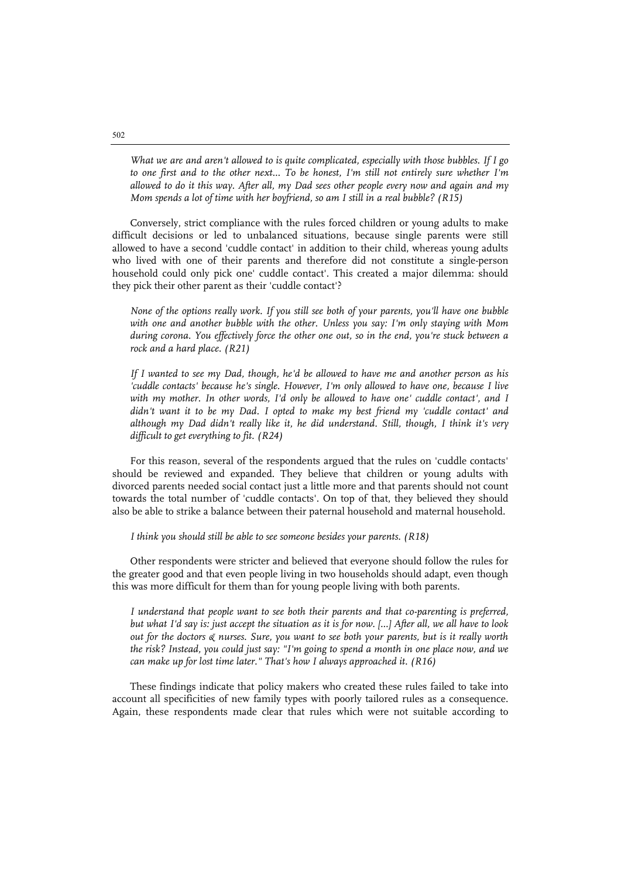*What we are and aren't allowed to is quite complicated, especially with those bubbles. If I go to one first and to the other next... To be honest, I'm still not entirely sure whether I'm allowed to do it this way. After all, my Dad sees other people every now and again and my Mom spends a lot of time with her boyfriend, so am I still in a real bubble? (R15)*

Conversely, strict compliance with the rules forced children or young adults to make difficult decisions or led to unbalanced situations, because single parents were still allowed to have a second 'cuddle contact' in addition to their child, whereas young adults who lived with one of their parents and therefore did not constitute a single-person household could only pick one' cuddle contact'. This created a major dilemma: should they pick their other parent as their 'cuddle contact'?

*None of the options really work. If you still see both of your parents, you'll have one bubble with one and another bubble with the other. Unless you say: I'm only staying with Mom during corona. You effectively force the other one out, so in the end, you're stuck between a rock and a hard place. (R21)*

*If I wanted to see my Dad, though, he'd be allowed to have me and another person as his 'cuddle contacts' because he's single. However, I'm only allowed to have one, because I live with my mother. In other words, I'd only be allowed to have one' cuddle contact', and I didn't want it to be my Dad. I opted to make my best friend my 'cuddle contact' and although my Dad didn't really like it, he did understand. Still, though, I think it's very difficult to get everything to fit. (R24)*

For this reason, several of the respondents argued that the rules on 'cuddle contacts' should be reviewed and expanded. They believe that children or young adults with divorced parents needed social contact just a little more and that parents should not count towards the total number of 'cuddle contacts'. On top of that, they believed they should also be able to strike a balance between their paternal household and maternal household.

*I think you should still be able to see someone besides your parents. (R18)*

Other respondents were stricter and believed that everyone should follow the rules for the greater good and that even people living in two households should adapt, even though this was more difficult for them than for young people living with both parents.

*I understand that people want to see both their parents and that co-parenting is preferred, but what I'd say is: just accept the situation as it is for now. [...] After all, we all have to look out for the doctors & nurses. Sure, you want to see both your parents, but is it really worth the risk? Instead, you could just say: "I'm going to spend a month in one place now, and we can make up for lost time later." That's how I always approached it. (R16)*

These findings indicate that policy makers who created these rules failed to take into account all specificities of new family types with poorly tailored rules as a consequence. Again, these respondents made clear that rules which were not suitable according to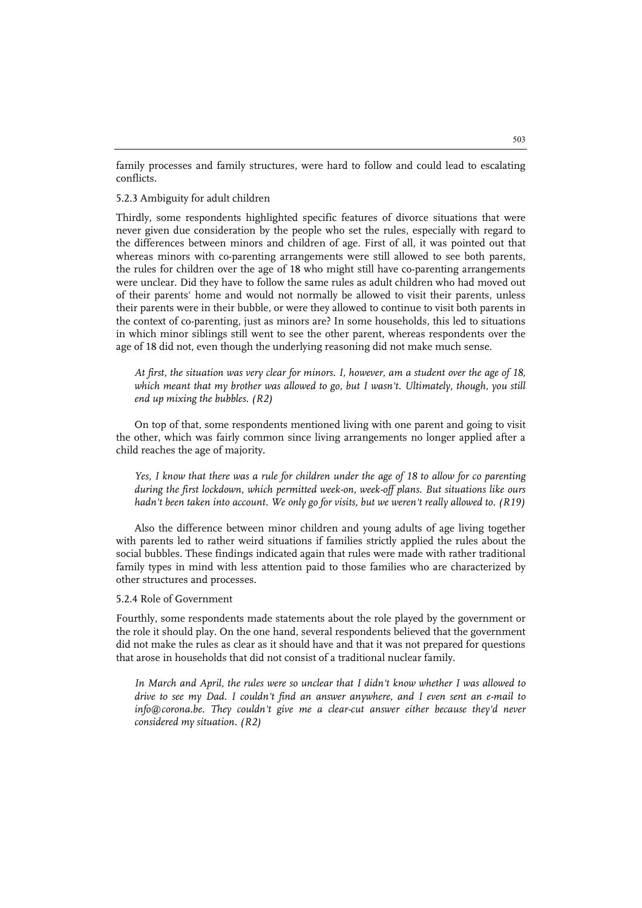family processes and family structures, were hard to follow and could lead to escalating conflicts.

### 5.2.3 Ambiguity for adult children

Thirdly, some respondents highlighted specific features of divorce situations that were never given due consideration by the people who set the rules, especially with regard to the differences between minors and children of age. First of all, it was pointed out that whereas minors with co-parenting arrangements were still allowed to see both parents, the rules for children over the age of 18 who might still have co-parenting arrangements were unclear. Did they have to follow the same rules as adult children who had moved out of their parents' home and would not normally be allowed to visit their parents, unless their parents were in their bubble, or were they allowed to continue to visit both parents in the context of co-parenting, just as minors are? In some households, this led to situations in which minor siblings still went to see the other parent, whereas respondents over the age of 18 did not, even though the underlying reasoning did not make much sense.

> *At first, the situation was very clear for minors. I, however, am a student over the age of 18, which meant that my brother was allowed to go, but I wasn't. Ultimately, though, you still end up mixing the bubbles. (R2)*

On top of that, some respondents mentioned living with one parent and going to visit the other, which was fairly common since living arrangements no longer applied after a child reaches the age of majority.

> *Yes, I know that there was a rule for children under the age of 18 to allow for co parenting during the first lockdown, which permitted week-on, week-off plans. But situations like ours hadn't been taken into account. We only go for visits, but we weren't really allowed to. (R19)*

Also the difference between minor children and young adults of age living together with parents led to rather weird situations if families strictly applied the rules about the social bubbles. These findings indicated again that rules were made with rather traditional family types in mind with less attention paid to those families who are characterized by other structures and processes.

### 5.2.4 Role of Government

Fourthly, some respondents made statements about the role played by the government or the role it should play. On the one hand, several respondents believed that the government did not make the rules as clear as it should have and that it was not prepared for questions that arose in households that did not consist of a traditional nuclear family.

> *In March and April, the rules were so unclear that I didn't know whether I was allowed to drive to see my Dad. I couldn't find an answer anywhere, and I even sent an e-mail to info@corona.be. They couldn't give me a clear-cut answer either because they'd never considered my situation. (R2)*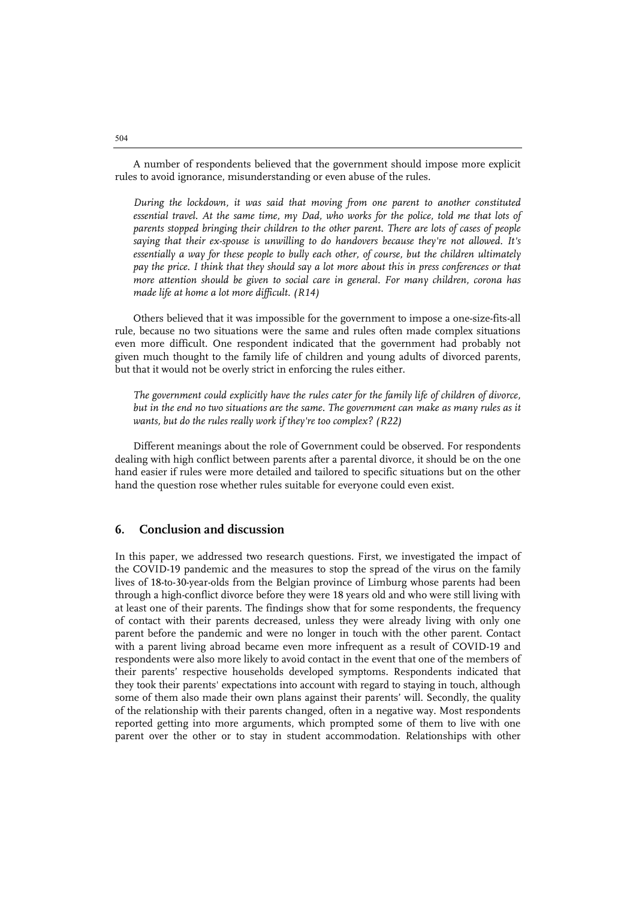A number of respondents believed that the government should impose more explicit rules to avoid ignorance, misunderstanding or even abuse of the rules.

> *During the lockdown, it was said that moving from one parent to another constituted essential travel. At the same time, my Dad, who works for the police, told me that lots of parents stopped bringing their children to the other parent. There are lots of cases of people saying that their ex-spouse is unwilling to do handovers because they're not allowed. It's essentially a way for these people to bully each other, of course, but the children ultimately pay the price. I think that they should say a lot more about this in press conferences or that more attention should be given to social care in general. For many children, corona has made life at home a lot more difficult. (R14)*

Others believed that it was impossible for the government to impose a one-size-fits-all rule, because no two situations were the same and rules often made complex situations even more difficult. One respondent indicated that the government had probably not given much thought to the family life of children and young adults of divorced parents, but that it would not be overly strict in enforcing the rules either.

> *The government could explicitly have the rules cater for the family life of children of divorce, but in the end no two situations are the same. The government can make as many rules as it wants, but do the rules really work if they're too complex? (R22)*

Different meanings about the role of Government could be observed. For respondents dealing with high conflict between parents after a parental divorce, it should be on the one hand easier if rules were more detailed and tailored to specific situations but on the other hand the question rose whether rules suitable for everyone could even exist.

## 6. Conclusion and discussion

In this paper, we addressed two research questions. First, we investigated the impact of the COVID-19 pandemic and the measures to stop the spread of the virus on the family lives of 18-to-30-year-olds from the Belgian province of Limburg whose parents had been through a high-conflict divorce before they were 18 years old and who were still living with at least one of their parents. The findings show that for some respondents, the frequency of contact with their parents decreased, unless they were already living with only one parent before the pandemic and were no longer in touch with the other parent. Contact with a parent living abroad became even more infrequent as a result of COVID-19 and respondents were also more likely to avoid contact in the event that one of the members of their parents' respective households developed symptoms. Respondents indicated that they took their parents' expectations into account with regard to staying in touch, although some of them also made their own plans against their parents' will. Secondly, the quality of the relationship with their parents changed, often in a negative way. Most respondents reported getting into more arguments, which prompted some of them to live with one parent over the other or to stay in student accommodation. Relationships with other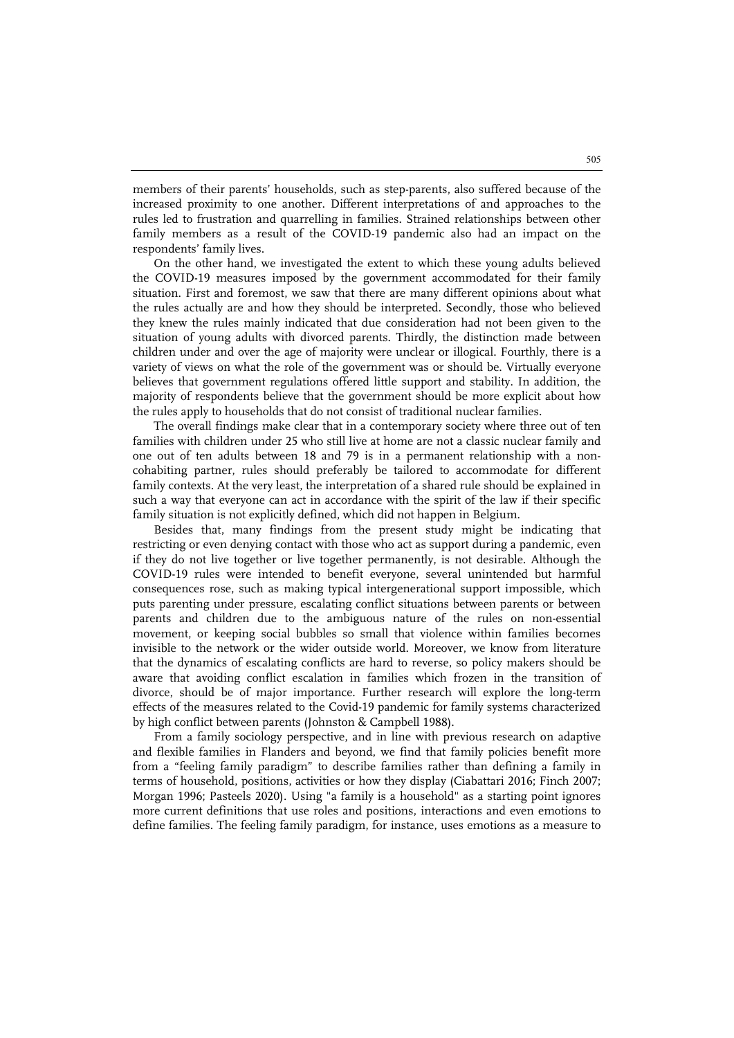members of their parents' households, such as step-parents, also suffered because of the increased proximity to one another. Different interpretations of and approaches to the rules led to frustration and quarrelling in families. Strained relationships between other family members as a result of the COVID-19 pandemic also had an impact on the respondents' family lives.

On the other hand, we investigated the extent to which these young adults believed the COVID-19 measures imposed by the government accommodated for their family situation. First and foremost, we saw that there are many different opinions about what the rules actually are and how they should be interpreted. Secondly, those who believed they knew the rules mainly indicated that due consideration had not been given to the situation of young adults with divorced parents. Thirdly, the distinction made between children under and over the age of majority were unclear or illogical. Fourthly, there is a variety of views on what the role of the government was or should be. Virtually everyone believes that government regulations offered little support and stability. In addition, the majority of respondents believe that the government should be more explicit about how the rules apply to households that do not consist of traditional nuclear families.

The overall findings make clear that in a contemporary society where three out of ten families with children under 25 who still live at home are not a classic nuclear family and one out of ten adults between 18 and 79 is in a permanent relationship with a non-cohabiting partner, rules should preferably be tailored to accommodate for different family contexts. At the very least, the interpretation of a shared rule should be explained in such a way that everyone can act in accordance with the spirit of the law if their specific family situation is not explicitly defined, which did not happen in Belgium.

Besides that, many findings from the present study might be indicating that restricting or even denying contact with those who act as support during a pandemic, even if they do not live together or live together permanently, is not desirable. Although the COVID-19 rules were intended to benefit everyone, several unintended but harmful consequences rose, such as making typical intergenerational support impossible, which puts parenting under pressure, escalating conflict situations between parents or between parents and children due to the ambiguous nature of the rules on non-essential movement, or keeping social bubbles so small that violence within families becomes invisible to the network or the wider outside world. Moreover, we know from literature that the dynamics of escalating conflicts are hard to reverse, so policy makers should be aware that avoiding conflict escalation in families which frozen in the transition of divorce, should be of major importance. Further research will explore the long-term effects of the measures related to the Covid-19 pandemic for family systems characterized by high conflict between parents (Johnston & Campbell 1988).

From a family sociology perspective, and in line with previous research on adaptive and flexible families in Flanders and beyond, we find that family policies benefit more from a "feeling family paradigm" to describe families rather than defining a family in terms of household, positions, activities or how they display (Ciabattari 2016; Finch 2007; Morgan 1996; Pasteels 2020). Using "a family is a household" as a starting point ignores more current definitions that use roles and positions, interactions and even emotions to define families. The feeling family paradigm, for instance, uses emotions as a measure to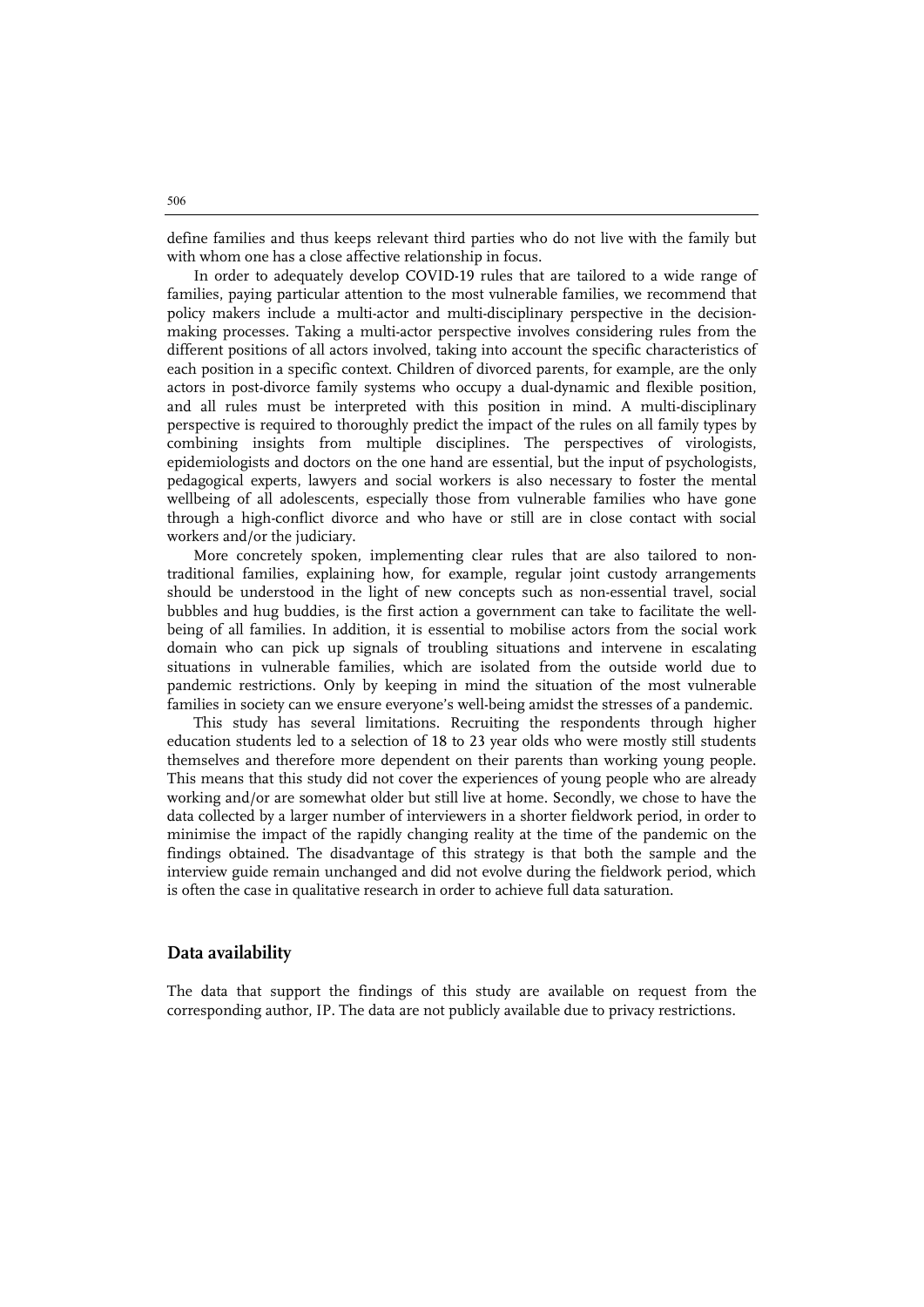define families and thus keeps relevant third parties who do not live with the family but with whom one has a close affective relationship in focus.

In order to adequately develop COVID-19 rules that are tailored to a wide range of families, paying particular attention to the most vulnerable families, we recommend that policy makers include a multi-actor and multi-disciplinary perspective in the decision-making processes. Taking a multi-actor perspective involves considering rules from the different positions of all actors involved, taking into account the specific characteristics of each position in a specific context. Children of divorced parents, for example, are the only actors in post-divorce family systems who occupy a dual-dynamic and flexible position, and all rules must be interpreted with this position in mind. A multi-disciplinary perspective is required to thoroughly predict the impact of the rules on all family types by combining insights from multiple disciplines. The perspectives of virologists, epidemiologists and doctors on the one hand are essential, but the input of psychologists, pedagogical experts, lawyers and social workers is also necessary to foster the mental wellbeing of all adolescents, especially those from vulnerable families who have gone through a high-conflict divorce and who have or still are in close contact with social workers and/or the judiciary.

More concretely spoken, implementing clear rules that are also tailored to non-traditional families, explaining how, for example, regular joint custody arrangements should be understood in the light of new concepts such as non-essential travel, social bubbles and hug buddies, is the first action a government can take to facilitate the well-being of all families. In addition, it is essential to mobilise actors from the social work domain who can pick up signals of troubling situations and intervene in escalating situations in vulnerable families, which are isolated from the outside world due to pandemic restrictions. Only by keeping in mind the situation of the most vulnerable families in society can we ensure everyone's well-being amidst the stresses of a pandemic.

This study has several limitations. Recruiting the respondents through higher education students led to a selection of 18 to 23 year olds who were mostly still students themselves and therefore more dependent on their parents than working young people. This means that this study did not cover the experiences of young people who are already working and/or are somewhat older but still live at home. Secondly, we chose to have the data collected by a larger number of interviewers in a shorter fieldwork period, in order to minimise the impact of the rapidly changing reality at the time of the pandemic on the findings obtained. The disadvantage of this strategy is that both the sample and the interview guide remain unchanged and did not evolve during the fieldwork period, which is often the case in qualitative research in order to achieve full data saturation.

## Data availability

The data that support the findings of this study are available on request from the corresponding author, IP. The data are not publicly available due to privacy restrictions.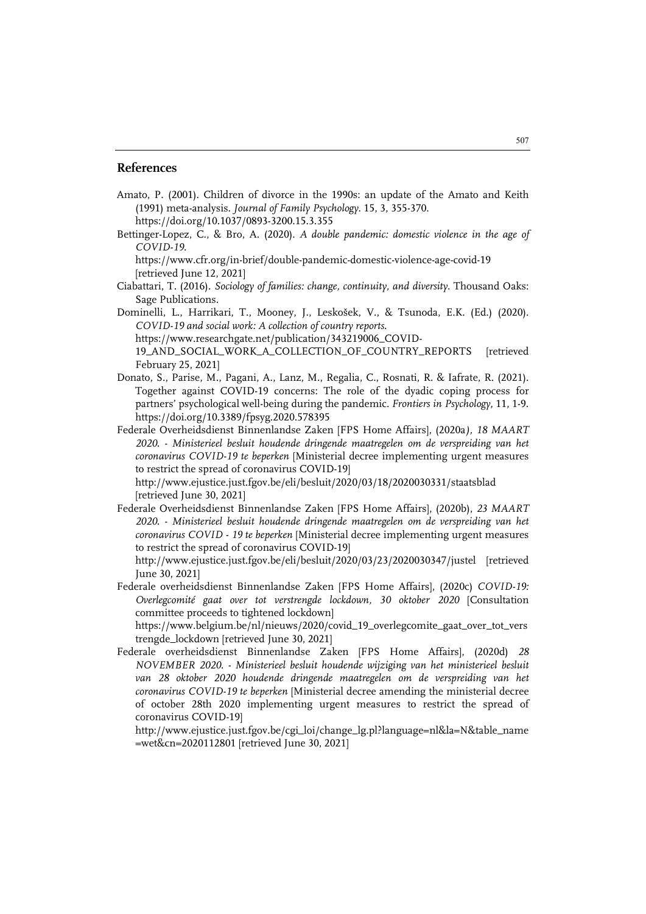## References

Amato, P. (2001). Children of divorce in the 1990s: an update of the Amato and Keith (1991) meta-analysis. *Journal of Family Psychology*. 15, 3, 355-370. https://doi.org/10.1037/0893-3200.15.3.355

Bettinger-Lopez, C., & Bro, A. (2020). *A double pandemic: domestic violence in the age of COVID-19*. https://www.cfr.org/in-brief/double-pandemic-domestic-violence-age-covid-19 [retrieved June 12, 2021]

Ciabattari, T. (2016). *Sociology of families: change, continuity, and diversity*. Thousand Oaks: Sage Publications.

Dominelli, L., Harrikari, T., Mooney, J., Leskošek, V., & Tsunoda, E.K. (Ed.) (2020). *COVID-19 and social work: A collection of country reports*. https://www.researchgate.net/publication/343219006_COVID-19_AND_SOCIAL_WORK_A_COLLECTION_OF_COUNTRY_REPORTS [retrieved February 25, 2021]

Donato, S., Parise, M., Pagani, A., Lanz, M., Regalia, C., Rosnati, R. & Iafrate, R. (2021). Together against COVID-19 concerns: The role of the dyadic coping process for partners' psychological well-being during the pandemic. *Frontiers in Psychology*, 11, 1-9. https://doi.org/10.3389/fpsyg.2020.578395

Federale Overheidsdienst Binnenlandse Zaken [FPS Home Affairs], (2020a*), 18 MAART 2020. - Ministerieel besluit houdende dringende maatregelen om de verspreiding van het coronavirus COVID-19 te beperken* [Ministerial decree implementing urgent measures to restrict the spread of coronavirus COVID-19] http://www.ejustice.just.fgov.be/eli/besluit/2020/03/18/2020030331/staatsblad [retrieved June 30, 2021]

Federale Overheidsdienst Binnenlandse Zaken [FPS Home Affairs], (2020b), *23 MAART 2020. - Ministerieel besluit houdende dringende maatregelen om de verspreiding van het coronavirus COVID - 19 te beperken* [Ministerial decree implementing urgent measures to restrict the spread of coronavirus COVID-19] http://www.ejustice.just.fgov.be/eli/besluit/2020/03/23/2020030347/justel [retrieved June 30, 2021]

Federale overheidsdienst Binnenlandse Zaken [FPS Home Affairs], (2020c) *COVID-19: Overlegcomité gaat over tot verstrengde lockdown, 30 oktober 2020* [Consultation committee proceeds to tightened lockdown] https://www.belgium.be/nl/nieuws/2020/covid_19_overlegcomite_gaat_over_tot_verstrengde_lockdown [retrieved June 30, 2021]

Federale overheidsdienst Binnenlandse Zaken [FPS Home Affairs], (2020d) *28 NOVEMBER 2020. - Ministerieel besluit houdende wijziging van het ministerieel besluit van 28 oktober 2020 houdende dringende maatregelen om de verspreiding van het coronavirus COVID-19 te beperken* [Ministerial decree amending the ministerial decree of october 28th 2020 implementing urgent measures to restrict the spread of coronavirus COVID-19] http://www.ejustice.just.fgov.be/cgi_loi/change_lg.pl?language=nl&la=N&table_name=wet&cn=2020112801 [retrieved June 30, 2021]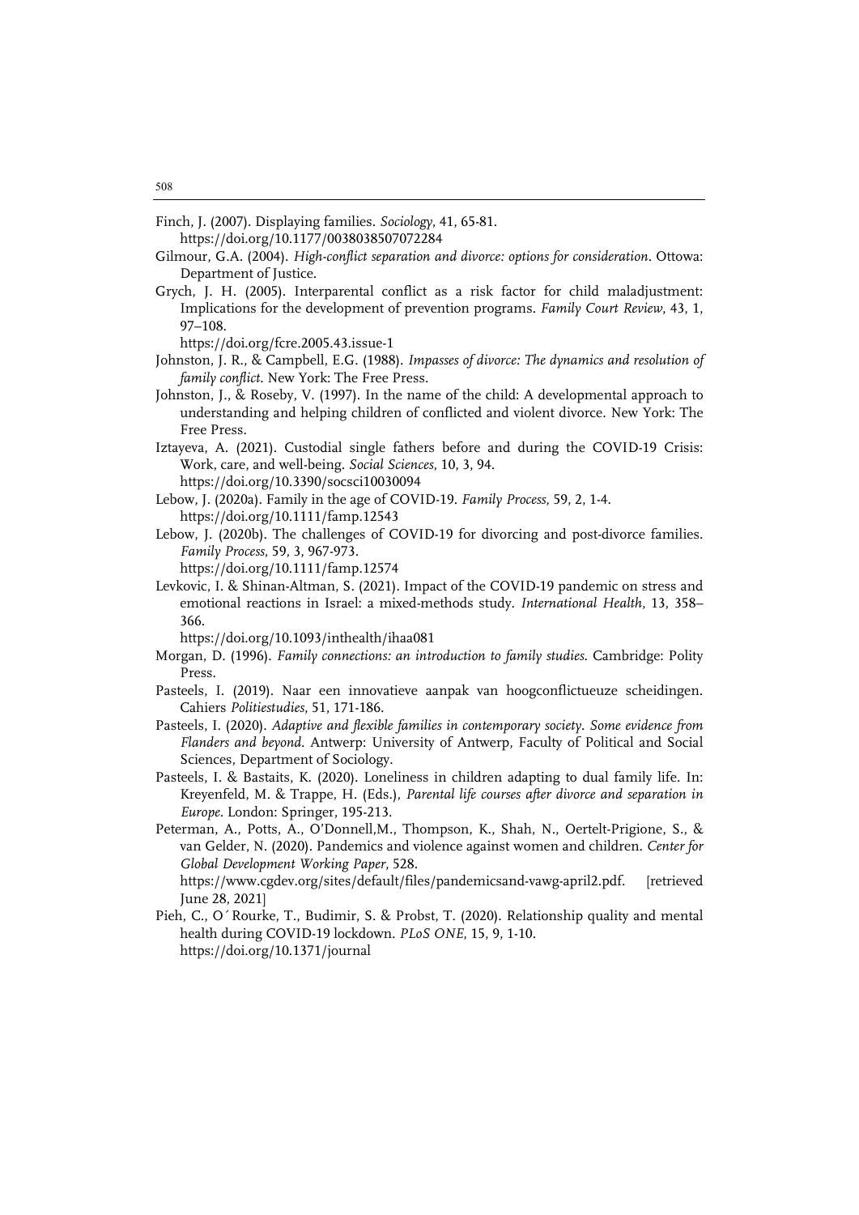Finch, J. (2007). Displaying families. *Sociology*, 41, 65-81.
https://doi.org/10.1177/0038038507072284

Gilmour, G.A. (2004). *High-conflict separation and divorce: options for consideration*. Ottowa: Department of Justice.

Grych, J. H. (2005). Interparental conflict as a risk factor for child maladjustment: Implications for the development of prevention programs. *Family Court Review*, 43, 1, 97–108.
https://doi.org/fcre.2005.43.issue-1

Johnston, J. R., & Campbell, E.G. (1988). *Impasses of divorce: The dynamics and resolution of family conflict*. New York: The Free Press.

Johnston, J., & Roseby, V. (1997). In the name of the child: A developmental approach to understanding and helping children of conflicted and violent divorce. New York: The Free Press.

Iztayeva, A. (2021). Custodial single fathers before and during the COVID-19 Crisis: Work, care, and well-being. *Social Sciences*, 10, 3, 94.
https://doi.org/10.3390/socsci10030094

Lebow, J. (2020a). Family in the age of COVID-19. *Family Process*, 59, 2, 1-4.
https://doi.org/10.1111/famp.12543

Lebow, J. (2020b). The challenges of COVID-19 for divorcing and post-divorce families. *Family Process*, 59, 3, 967-973.
https://doi.org/10.1111/famp.12574

Levkovic, I. & Shinan-Altman, S. (2021). Impact of the COVID-19 pandemic on stress and emotional reactions in Israel: a mixed-methods study. *International Health*, 13, 358–366.
https://doi.org/10.1093/inthealth/ihaa081

Morgan, D. (1996). *Family connections: an introduction to family studies*. Cambridge: Polity Press.

Pasteels, I. (2019). Naar een innovatieve aanpak van hoogconflictueuze scheidingen. Cahiers *Politiestudies*, 51, 171-186.

Pasteels, I. (2020). *Adaptive and flexible families in contemporary society. Some evidence from Flanders and beyond*. Antwerp: University of Antwerp, Faculty of Political and Social Sciences, Department of Sociology.

Pasteels, I. & Bastaits, K. (2020). Loneliness in children adapting to dual family life. In: Kreyenfeld, M. & Trappe, H. (Eds.), *Parental life courses after divorce and separation in Europe*. London: Springer, 195-213.

Peterman, A., Potts, A., O'Donnell,M., Thompson, K., Shah, N., Oertelt-Prigione, S., & van Gelder, N. (2020). Pandemics and violence against women and children. *Center for Global Development Working Paper*, 528.
https://www.cgdev.org/sites/default/files/pandemicsand-vawg-april2.pdf. [retrieved June 28, 2021]

Pieh, C., O´Rourke, T., Budimir, S. & Probst, T. (2020). Relationship quality and mental health during COVID-19 lockdown. *PLoS ONE*, 15, 9, 1-10.
https://doi.org/10.1371/journal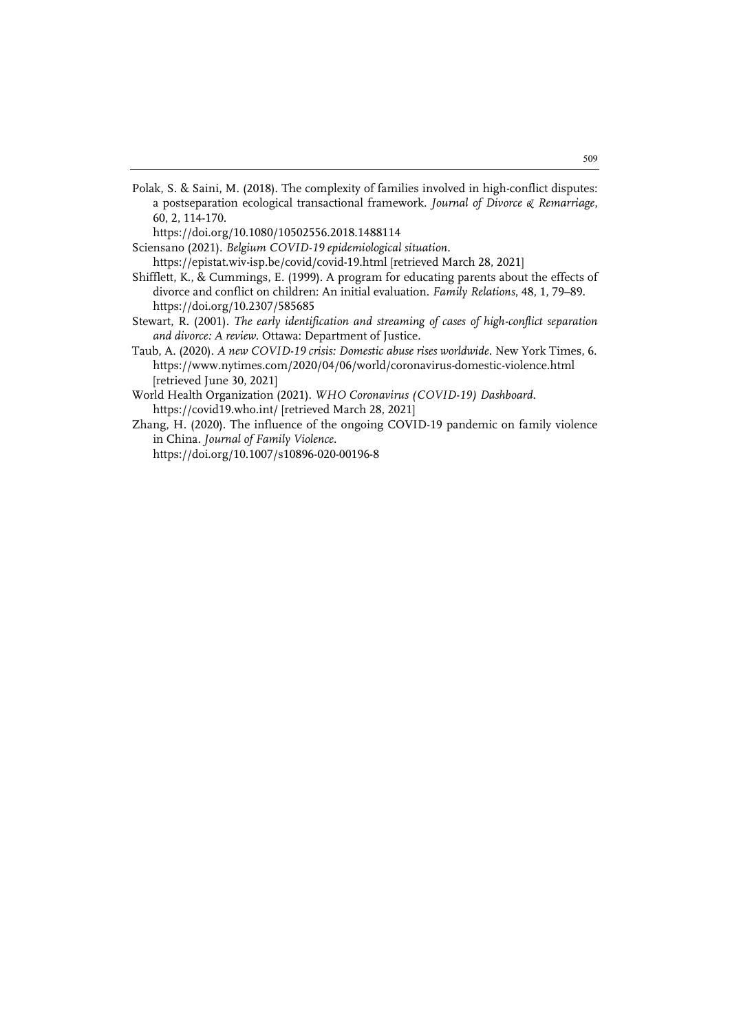Polak, S. & Saini, M. (2018). The complexity of families involved in high-conflict disputes: a postseparation ecological transactional framework. *Journal of Divorce & Remarriage*, 60, 2, 114-170.
https://doi.org/10.1080/10502556.2018.1488114

Sciensano (2021). *Belgium COVID-19 epidemiological situation*.
https://epistat.wiv-isp.be/covid/covid-19.html [retrieved March 28, 2021]

Shifflett, K., & Cummings, E. (1999). A program for educating parents about the effects of divorce and conflict on children: An initial evaluation. *Family Relations*, 48, 1, 79–89.
https://doi.org/10.2307/585685

Stewart, R. (2001). *The early identification and streaming of cases of high-conflict separation and divorce: A review*. Ottawa: Department of Justice.

Taub, A. (2020). *A new COVID-19 crisis: Domestic abuse rises worldwide*. New York Times, 6.
https://www.nytimes.com/2020/04/06/world/coronavirus-domestic-violence.html [retrieved June 30, 2021]

World Health Organization (2021). *WHO Coronavirus (COVID-19) Dashboard*.
https://covid19.who.int/ [retrieved March 28, 2021]

Zhang, H. (2020). The influence of the ongoing COVID-19 pandemic on family violence in China. *Journal of Family Violence*.
https://doi.org/10.1007/s10896-020-00196-8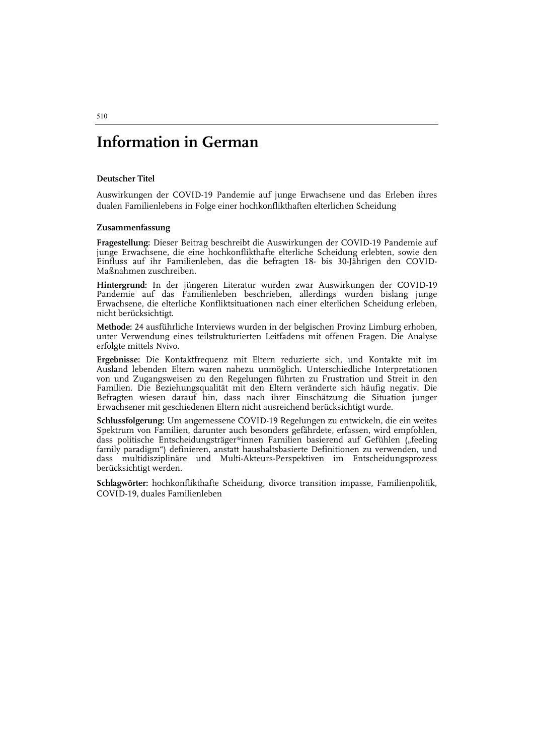# Information in German

**Deutscher Titel**

Auswirkungen der COVID-19 Pandemie auf junge Erwachsene und das Erleben ihres dualen Familienlebens in Folge einer hochkonflikthaften elterlichen Scheidung

**Zusammenfassung**

**Fragestellung:** Dieser Beitrag beschreibt die Auswirkungen der COVID-19 Pandemie auf junge Erwachsene, die eine hochkonflikthafte elterliche Scheidung erlebten, sowie den Einfluss auf ihr Familienleben, das die befragten 18- bis 30-Jährigen den COVID-Maßnahmen zuschreiben.

**Hintergrund:** In der jüngeren Literatur wurden zwar Auswirkungen der COVID-19 Pandemie auf das Familienleben beschrieben, allerdings wurden bislang junge Erwachsene, die elterliche Konfliktsituationen nach einer elterlichen Scheidung erleben, nicht berücksichtigt.

**Methode:** 24 ausführliche Interviews wurden in der belgischen Provinz Limburg erhoben, unter Verwendung eines teilstrukturierten Leitfadens mit offenen Fragen. Die Analyse erfolgte mittels Nvivo.

**Ergebnisse:** Die Kontaktfrequenz mit Eltern reduzierte sich, und Kontakte mit im Ausland lebenden Eltern waren nahezu unmöglich. Unterschiedliche Interpretationen von und Zugangsweisen zu den Regelungen führten zu Frustration und Streit in den Familien. Die Beziehungsqualität mit den Eltern veränderte sich häufig negativ. Die Befragten wiesen darauf hin, dass nach ihrer Einschätzung die Situation junger Erwachsener mit geschiedenen Eltern nicht ausreichend berücksichtigt wurde.

**Schlussfolgerung:** Um angemessene COVID-19 Regelungen zu entwickeln, die ein weites Spektrum von Familien, darunter auch besonders gefährdete, erfassen, wird empfohlen, dass politische Entscheidungsträger*innen Familien basierend auf Gefühlen („feeling family paradigm") definieren, anstatt haushaltsbasierte Definitionen zu verwenden, und dass multidisziplinäre und Multi-Akteurs-Perspektiven im Entscheidungsprozess berücksichtigt werden.

**Schlagwörter:** hochkonflikthafte Scheidung, divorce transition impasse, Familienpolitik, COVID-19, duales Familienleben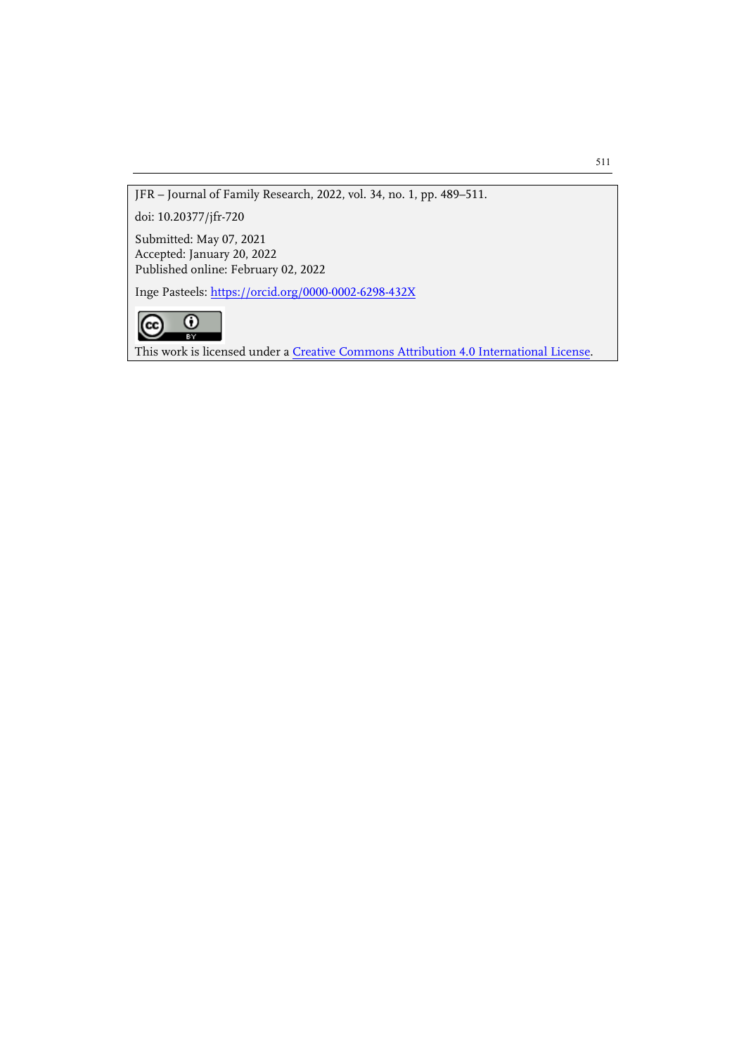JFR – Journal of Family Research, 2022, vol. 34, no. 1, pp. 489–511.

doi: 10.20377/jfr-720

Submitted: May 07, 2021
Accepted: January 20, 2022
Published online: February 02, 2022

Inge Pasteels: https://orcid.org/0000-0002-6298-432X

This work is licensed under a Creative Commons Attribution 4.0 International License.